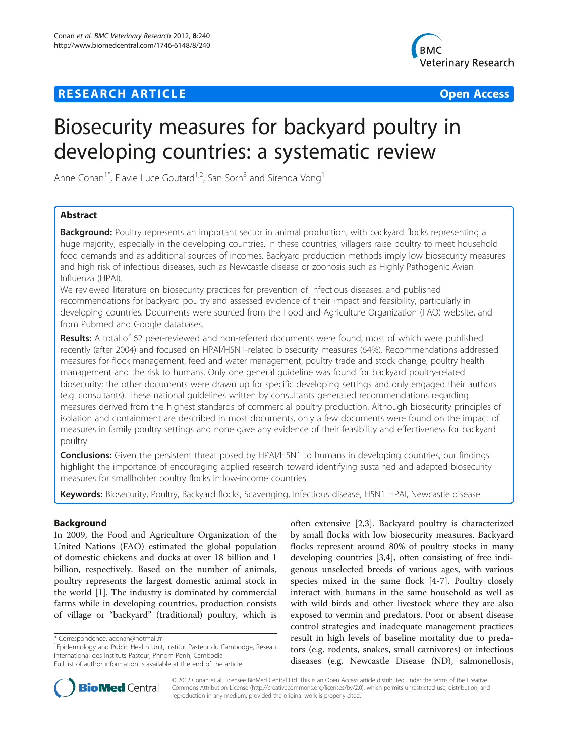# RESEARCH ARTICLE

Open Access

# Biosecurity measures for backyard poultry in developing countries: a systematic review

Anne Conan[1*], Flavie Luce Goutard[1,2], San Sorn[3] and Sirenda Vong[1]

## Abstract

**Background:** Poultry represents an important sector in animal production, with backyard flocks representing a huge majority, especially in the developing countries. In these countries, villagers raise poultry to meet household food demands and as additional sources of incomes. Backyard production methods imply low biosecurity measures and high risk of infectious diseases, such as Newcastle disease or zoonosis such as Highly Pathogenic Avian Influenza (HPAI).

We reviewed literature on biosecurity practices for prevention of infectious diseases, and published recommendations for backyard poultry and assessed evidence of their impact and feasibility, particularly in developing countries. Documents were sourced from the Food and Agriculture Organization (FAO) website, and from Pubmed and Google databases.

**Results:** A total of 62 peer-reviewed and non-referred documents were found, most of which were published recently (after 2004) and focused on HPAI/H5N1-related biosecurity measures (64%). Recommendations addressed measures for flock management, feed and water management, poultry trade and stock change, poultry health management and the risk to humans. Only one general guideline was found for backyard poultry-related biosecurity; the other documents were drawn up for specific developing settings and only engaged their authors (e.g. consultants). These national guidelines written by consultants generated recommendations regarding measures derived from the highest standards of commercial poultry production. Although biosecurity principles of isolation and containment are described in most documents, only a few documents were found on the impact of measures in family poultry settings and none gave any evidence of their feasibility and effectiveness for backyard poultry.

**Conclusions:** Given the persistent threat posed by HPAI/H5N1 to humans in developing countries, our findings highlight the importance of encouraging applied research toward identifying sustained and adapted biosecurity measures for smallholder poultry flocks in low-income countries.

**Keywords:** Biosecurity, Poultry, Backyard flocks, Scavenging, Infectious disease, H5N1 HPAI, Newcastle disease

## Background

In 2009, the Food and Agriculture Organization of the United Nations (FAO) estimated the global population of domestic chickens and ducks at over 18 billion and 1 billion, respectively. Based on the number of animals, poultry represents the largest domestic animal stock in the world [1]. The industry is dominated by commercial farms while in developing countries, production consists of village or "backyard" (traditional) poultry, which is often extensive [2,3]. Backyard poultry is characterized by small flocks with low biosecurity measures. Backyard flocks represent around 80% of poultry stocks in many developing countries [3,4], often consisting of free indigenous unselected breeds of various ages, with various species mixed in the same flock [4-7]. Poultry closely interact with humans in the same household as well as with wild birds and other livestock where they are also exposed to vermin and predators. Poor or absent disease control strategies and inadequate management practices result in high levels of baseline mortality due to predators (e.g. rodents, snakes, small carnivores) or infectious diseases (e.g. Newcastle Disease (ND), salmonellosis,

\* Correspondence: aconan@hotmail.fr
[1]Epidemiology and Public Health Unit, Institut Pasteur du Cambodge, Réseau International des Instituts Pasteur, Phnom Penh, Cambodia
Full list of author information is available at the end of the article

© 2012 Conan et al.; licensee BioMed Central Ltd. This is an Open Access article distributed under the terms of the Creative Commons Attribution License (http://creativecommons.org/licenses/by/2.0), which permits unrestricted use, distribution, and reproduction in any medium, provided the original work is properly cited.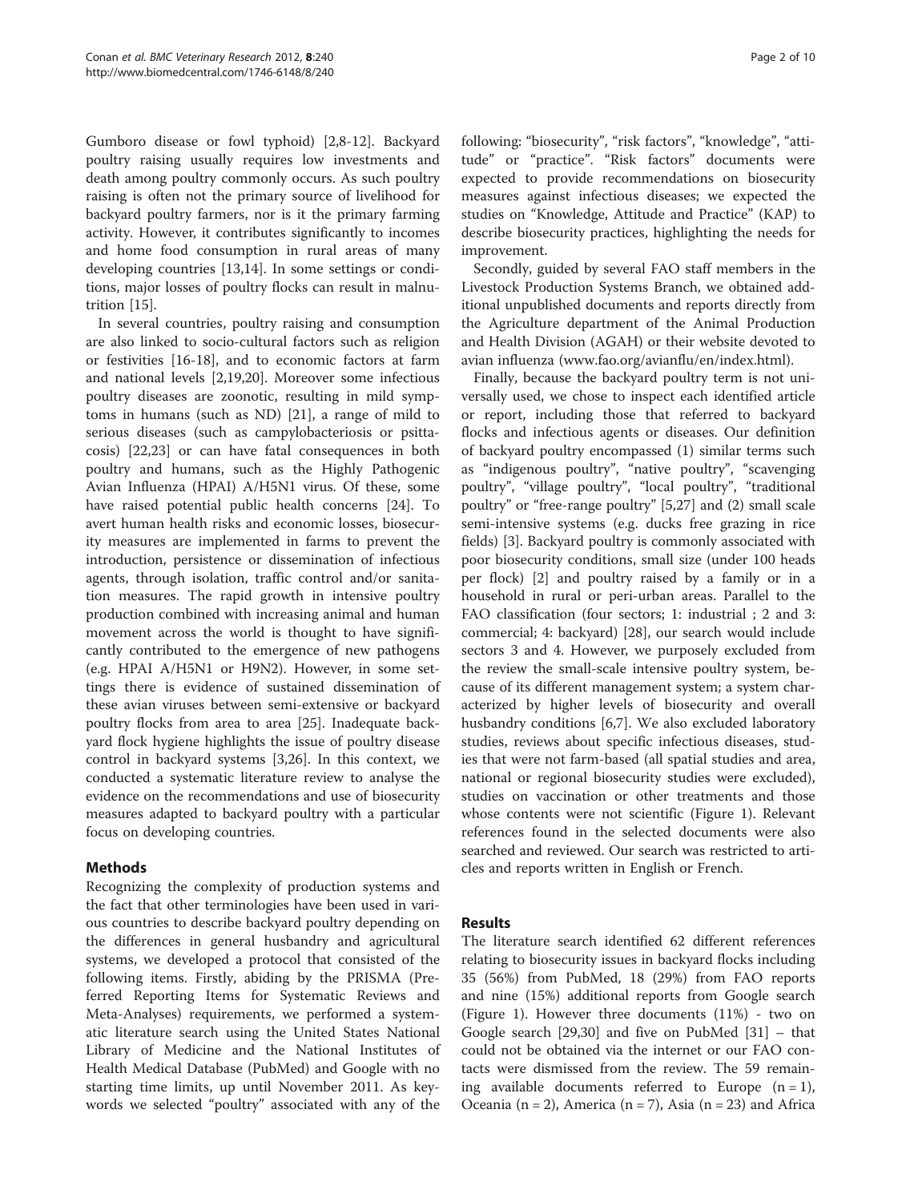Gumboro disease or fowl typhoid) [2,8-12]. Backyard poultry raising usually requires low investments and death among poultry commonly occurs. As such poultry raising is often not the primary source of livelihood for backyard poultry farmers, nor is it the primary farming activity. However, it contributes significantly to incomes and home food consumption in rural areas of many developing countries [13,14]. In some settings or conditions, major losses of poultry flocks can result in malnutrition [15].

In several countries, poultry raising and consumption are also linked to socio-cultural factors such as religion or festivities [16-18], and to economic factors at farm and national levels [2,19,20]. Moreover some infectious poultry diseases are zoonotic, resulting in mild symptoms in humans (such as ND) [21], a range of mild to serious diseases (such as campylobacteriosis or psittacosis) [22,23] or can have fatal consequences in both poultry and humans, such as the Highly Pathogenic Avian Influenza (HPAI) A/H5N1 virus. Of these, some have raised potential public health concerns [24]. To avert human health risks and economic losses, biosecurity measures are implemented in farms to prevent the introduction, persistence or dissemination of infectious agents, through isolation, traffic control and/or sanitation measures. The rapid growth in intensive poultry production combined with increasing animal and human movement across the world is thought to have significantly contributed to the emergence of new pathogens (e.g. HPAI A/H5N1 or H9N2). However, in some settings there is evidence of sustained dissemination of these avian viruses between semi-extensive or backyard poultry flocks from area to area [25]. Inadequate backyard flock hygiene highlights the issue of poultry disease control in backyard systems [3,26]. In this context, we conducted a systematic literature review to analyse the evidence on the recommendations and use of biosecurity measures adapted to backyard poultry with a particular focus on developing countries.

## Methods

Recognizing the complexity of production systems and the fact that other terminologies have been used in various countries to describe backyard poultry depending on the differences in general husbandry and agricultural systems, we developed a protocol that consisted of the following items. Firstly, abiding by the PRISMA (Preferred Reporting Items for Systematic Reviews and Meta-Analyses) requirements, we performed a systematic literature search using the United States National Library of Medicine and the National Institutes of Health Medical Database (PubMed) and Google with no starting time limits, up until November 2011. As keywords we selected "poultry" associated with any of the following: "biosecurity", "risk factors", "knowledge", "attitude" or "practice". "Risk factors" documents were expected to provide recommendations on biosecurity measures against infectious diseases; we expected the studies on "Knowledge, Attitude and Practice" (KAP) to describe biosecurity practices, highlighting the needs for improvement.

Secondly, guided by several FAO staff members in the Livestock Production Systems Branch, we obtained additional unpublished documents and reports directly from the Agriculture department of the Animal Production and Health Division (AGAH) or their website devoted to avian influenza (www.fao.org/avianflu/en/index.html).

Finally, because the backyard poultry term is not universally used, we chose to inspect each identified article or report, including those that referred to backyard flocks and infectious agents or diseases. Our definition of backyard poultry encompassed (1) similar terms such as "indigenous poultry", "native poultry", "scavenging poultry", "village poultry", "local poultry", "traditional poultry" or "free-range poultry" [5,27] and (2) small scale semi-intensive systems (e.g. ducks free grazing in rice fields) [3]. Backyard poultry is commonly associated with poor biosecurity conditions, small size (under 100 heads per flock) [2] and poultry raised by a family or in a household in rural or peri-urban areas. Parallel to the FAO classification (four sectors; 1: industrial ; 2 and 3: commercial; 4: backyard) [28], our search would include sectors 3 and 4. However, we purposely excluded from the review the small-scale intensive poultry system, because of its different management system; a system characterized by higher levels of biosecurity and overall husbandry conditions [6,7]. We also excluded laboratory studies, reviews about specific infectious diseases, studies that were not farm-based (all spatial studies and area, national or regional biosecurity studies were excluded), studies on vaccination or other treatments and those whose contents were not scientific (Figure 1). Relevant references found in the selected documents were also searched and reviewed. Our search was restricted to articles and reports written in English or French.

## Results

The literature search identified 62 different references relating to biosecurity issues in backyard flocks including 35 (56%) from PubMed, 18 (29%) from FAO reports and nine (15%) additional reports from Google search (Figure 1). However three documents (11%) - two on Google search [29,30] and five on PubMed [31] – that could not be obtained via the internet or our FAO contacts were dismissed from the review. The 59 remaining available documents referred to Europe (n = 1), Oceania (n = 2), America (n = 7), Asia (n = 23) and Africa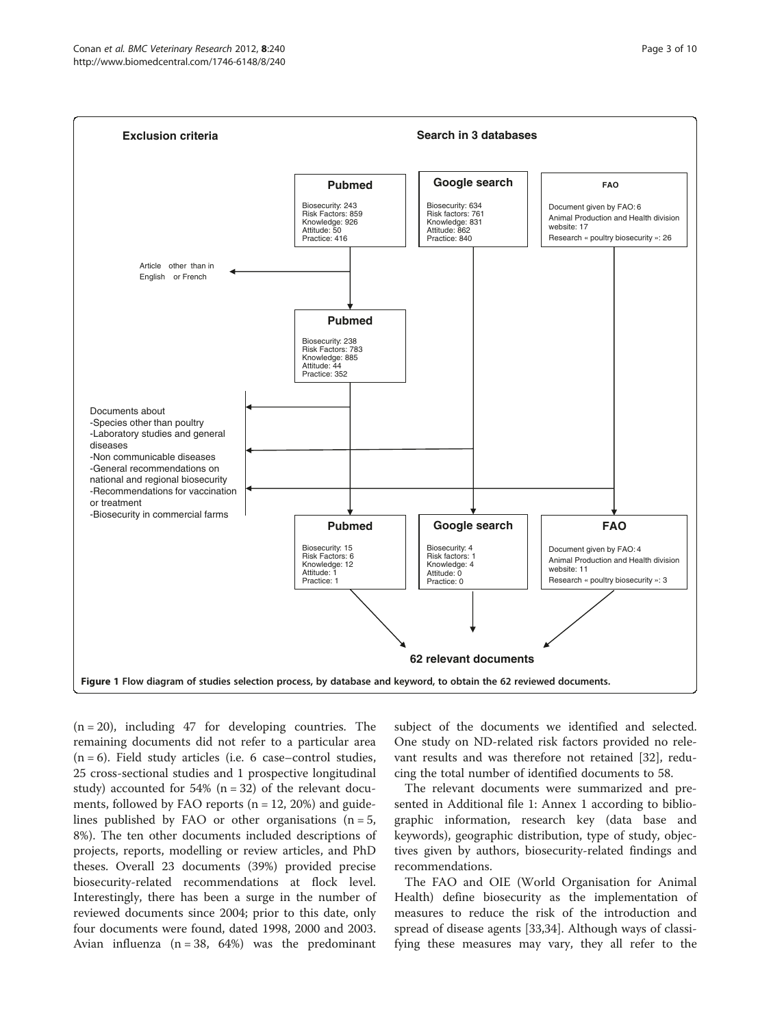**Exclusion criteria**

**Search in 3 databases**

**Pubmed**
Biosecurity: 243
Risk Factors: 859
Knowledge: 926
Attitude: 50
Practice: 416

**Google search**
Biosecurity: 634
Risk factors: 761
Knowledge: 831
Attitude: 862
Practice: 840

**FAO**
Document given by FAO: 6
Animal Production and Health division website: 17
Research « poultry biosecurity »: 26

Article other than in English or French

**Pubmed**
Biosecurity: 238
Risk Factors: 783
Knowledge: 885
Attitude: 44
Practice: 352

Documents about
- Species other than poultry
- Laboratory studies and general diseases
- Non communicable diseases
- General recommendations on national and regional biosecurity
- Recommendations for vaccination or treatment
- Biosecurity in commercial farms

**Pubmed**
Biosecurity: 15
Risk Factors: 6
Knowledge: 12
Attitude: 1
Practice: 1

**Google search**
Biosecurity: 4
Risk factors: 1
Knowledge: 4
Attitude: 0
Practice: 0

**FAO**
Document given by FAO: 4
Animal Production and Health division website: 11
Research « poultry biosecurity »: 3

**62 relevant documents**

**Figure 1 Flow diagram of studies selection process, by database and keyword, to obtain the 62 reviewed documents.**

(n = 20), including 47 for developing countries. The remaining documents did not refer to a particular area (n = 6). Field study articles (i.e. 6 case–control studies, 25 cross-sectional studies and 1 prospective longitudinal study) accounted for 54% (n = 32) of the relevant documents, followed by FAO reports (n = 12, 20%) and guidelines published by FAO or other organisations (n = 5, 8%). The ten other documents included descriptions of projects, reports, modelling or review articles, and PhD theses. Overall 23 documents (39%) provided precise biosecurity-related recommendations at flock level. Interestingly, there has been a surge in the number of reviewed documents since 2004; prior to this date, only four documents were found, dated 1998, 2000 and 2003. Avian influenza (n = 38, 64%) was the predominant subject of the documents we identified and selected. One study on ND-related risk factors provided no relevant results and was therefore not retained [32], reducing the total number of identified documents to 58.

The relevant documents were summarized and presented in Additional file 1: Annex 1 according to bibliographic information, research key (data base and keywords), geographic distribution, type of study, objectives given by authors, biosecurity-related findings and recommendations.

The FAO and OIE (World Organisation for Animal Health) define biosecurity as the implementation of measures to reduce the risk of the introduction and spread of disease agents [33,34]. Although ways of classifying these measures may vary, they all refer to the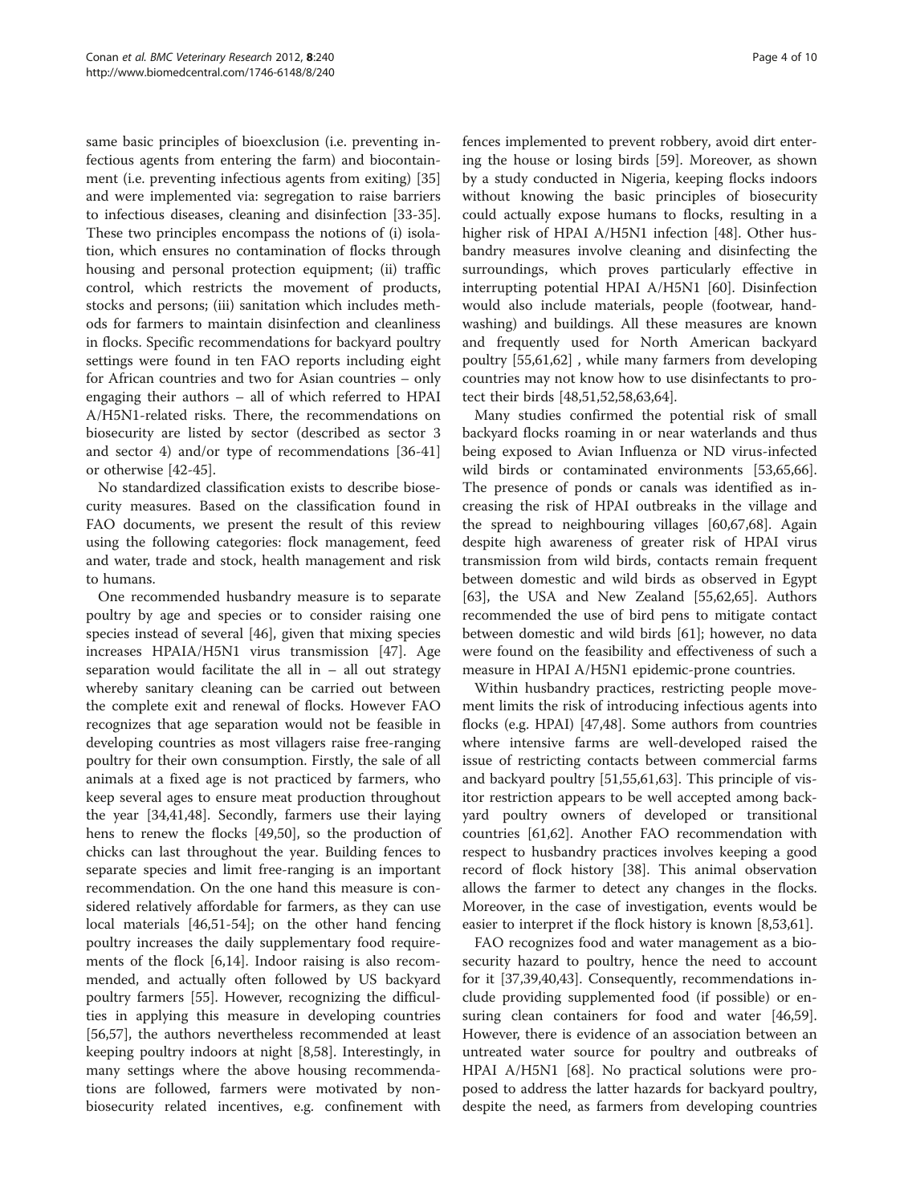same basic principles of bioexclusion (i.e. preventing infectious agents from entering the farm) and biocontainment (i.e. preventing infectious agents from exiting) [35] and were implemented via: segregation to raise barriers to infectious diseases, cleaning and disinfection [33-35]. These two principles encompass the notions of (i) isolation, which ensures no contamination of flocks through housing and personal protection equipment; (ii) traffic control, which restricts the movement of products, stocks and persons; (iii) sanitation which includes methods for farmers to maintain disinfection and cleanliness in flocks. Specific recommendations for backyard poultry settings were found in ten FAO reports including eight for African countries and two for Asian countries – only engaging their authors – all of which referred to HPAI A/H5N1-related risks. There, the recommendations on biosecurity are listed by sector (described as sector 3 and sector 4) and/or type of recommendations [36-41] or otherwise [42-45].

No standardized classification exists to describe biosecurity measures. Based on the classification found in FAO documents, we present the result of this review using the following categories: flock management, feed and water, trade and stock, health management and risk to humans.

One recommended husbandry measure is to separate poultry by age and species or to consider raising one species instead of several [46], given that mixing species increases HPAIA/H5N1 virus transmission [47]. Age separation would facilitate the all in – all out strategy whereby sanitary cleaning can be carried out between the complete exit and renewal of flocks. However FAO recognizes that age separation would not be feasible in developing countries as most villagers raise free-ranging poultry for their own consumption. Firstly, the sale of all animals at a fixed age is not practiced by farmers, who keep several ages to ensure meat production throughout the year [34,41,48]. Secondly, farmers use their laying hens to renew the flocks [49,50], so the production of chicks can last throughout the year. Building fences to separate species and limit free-ranging is an important recommendation. On the one hand this measure is considered relatively affordable for farmers, as they can use local materials [46,51-54]; on the other hand fencing poultry increases the daily supplementary food requirements of the flock [6,14]. Indoor raising is also recommended, and actually often followed by US backyard poultry farmers [55]. However, recognizing the difficulties in applying this measure in developing countries [56,57], the authors nevertheless recommended at least keeping poultry indoors at night [8,58]. Interestingly, in many settings where the above housing recommendations are followed, farmers were motivated by non-biosecurity related incentives, e.g. confinement with fences implemented to prevent robbery, avoid dirt entering the house or losing birds [59]. Moreover, as shown by a study conducted in Nigeria, keeping flocks indoors without knowing the basic principles of biosecurity could actually expose humans to flocks, resulting in a higher risk of HPAI A/H5N1 infection [48]. Other husbandry measures involve cleaning and disinfecting the surroundings, which proves particularly effective in interrupting potential HPAI A/H5N1 [60]. Disinfection would also include materials, people (footwear, handwashing) and buildings. All these measures are known and frequently used for North American backyard poultry [55,61,62] , while many farmers from developing countries may not know how to use disinfectants to protect their birds [48,51,52,58,63,64].

Many studies confirmed the potential risk of small backyard flocks roaming in or near waterlands and thus being exposed to Avian Influenza or ND virus-infected wild birds or contaminated environments [53,65,66]. The presence of ponds or canals was identified as increasing the risk of HPAI outbreaks in the village and the spread to neighbouring villages [60,67,68]. Again despite high awareness of greater risk of HPAI virus transmission from wild birds, contacts remain frequent between domestic and wild birds as observed in Egypt [63], the USA and New Zealand [55,62,65]. Authors recommended the use of bird pens to mitigate contact between domestic and wild birds [61]; however, no data were found on the feasibility and effectiveness of such a measure in HPAI A/H5N1 epidemic-prone countries.

Within husbandry practices, restricting people movement limits the risk of introducing infectious agents into flocks (e.g. HPAI) [47,48]. Some authors from countries where intensive farms are well-developed raised the issue of restricting contacts between commercial farms and backyard poultry [51,55,61,63]. This principle of visitor restriction appears to be well accepted among backyard poultry owners of developed or transitional countries [61,62]. Another FAO recommendation with respect to husbandry practices involves keeping a good record of flock history [38]. This animal observation allows the farmer to detect any changes in the flocks. Moreover, in the case of investigation, events would be easier to interpret if the flock history is known [8,53,61].

FAO recognizes food and water management as a biosecurity hazard to poultry, hence the need to account for it [37,39,40,43]. Consequently, recommendations include providing supplemented food (if possible) or ensuring clean containers for food and water [46,59]. However, there is evidence of an association between an untreated water source for poultry and outbreaks of HPAI A/H5N1 [68]. No practical solutions were proposed to address the latter hazards for backyard poultry, despite the need, as farmers from developing countries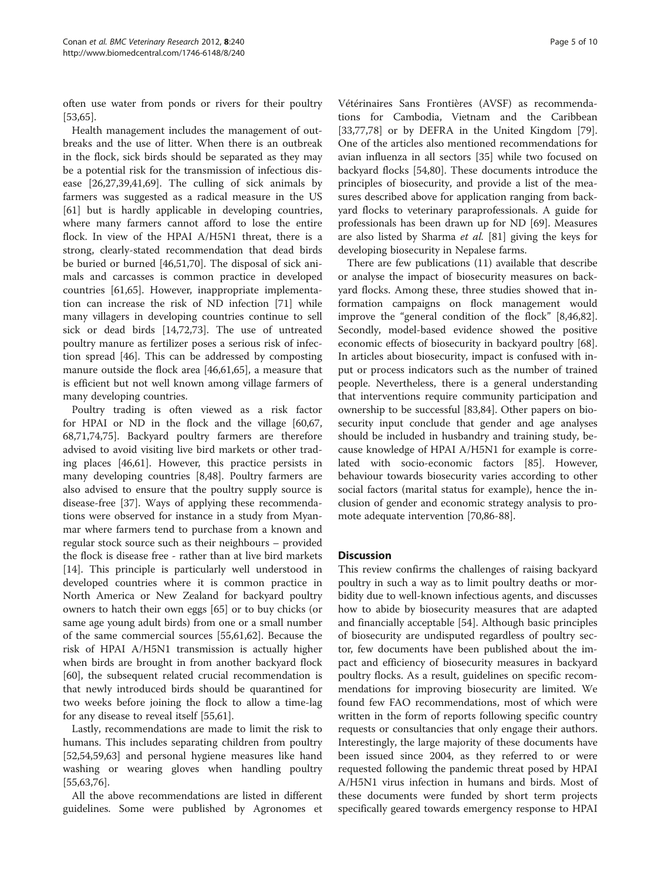often use water from ponds or rivers for their poultry [53,65].

Health management includes the management of outbreaks and the use of litter. When there is an outbreak in the flock, sick birds should be separated as they may be a potential risk for the transmission of infectious disease [26,27,39,41,69]. The culling of sick animals by farmers was suggested as a radical measure in the US [61] but is hardly applicable in developing countries, where many farmers cannot afford to lose the entire flock. In view of the HPAI A/H5N1 threat, there is a strong, clearly-stated recommendation that dead birds be buried or burned [46,51,70]. The disposal of sick animals and carcasses is common practice in developed countries [61,65]. However, inappropriate implementation can increase the risk of ND infection [71] while many villagers in developing countries continue to sell sick or dead birds [14,72,73]. The use of untreated poultry manure as fertilizer poses a serious risk of infection spread [46]. This can be addressed by composting manure outside the flock area [46,61,65], a measure that is efficient but not well known among village farmers of many developing countries.

Poultry trading is often viewed as a risk factor for HPAI or ND in the flock and the village [60,67, 68,71,74,75]. Backyard poultry farmers are therefore advised to avoid visiting live bird markets or other trading places [46,61]. However, this practice persists in many developing countries [8,48]. Poultry farmers are also advised to ensure that the poultry supply source is disease-free [37]. Ways of applying these recommendations were observed for instance in a study from Myanmar where farmers tend to purchase from a known and regular stock source such as their neighbours – provided the flock is disease free - rather than at live bird markets [14]. This principle is particularly well understood in developed countries where it is common practice in North America or New Zealand for backyard poultry owners to hatch their own eggs [65] or to buy chicks (or same age young adult birds) from one or a small number of the same commercial sources [55,61,62]. Because the risk of HPAI A/H5N1 transmission is actually higher when birds are brought in from another backyard flock [60], the subsequent related crucial recommendation is that newly introduced birds should be quarantined for two weeks before joining the flock to allow a time-lag for any disease to reveal itself [55,61].

Lastly, recommendations are made to limit the risk to humans. This includes separating children from poultry [52,54,59,63] and personal hygiene measures like hand washing or wearing gloves when handling poultry [55,63,76].

All the above recommendations are listed in different guidelines. Some were published by Agronomes et Vétérinaires Sans Frontières (AVSF) as recommendations for Cambodia, Vietnam and the Caribbean [33,77,78] or by DEFRA in the United Kingdom [79]. One of the articles also mentioned recommendations for avian influenza in all sectors [35] while two focused on backyard flocks [54,80]. These documents introduce the principles of biosecurity, and provide a list of the measures described above for application ranging from backyard flocks to veterinary paraprofessionals. A guide for professionals has been drawn up for ND [69]. Measures are also listed by Sharma *et al.* [81] giving the keys for developing biosecurity in Nepalese farms.

There are few publications (11) available that describe or analyse the impact of biosecurity measures on backyard flocks. Among these, three studies showed that information campaigns on flock management would improve the "general condition of the flock" [8,46,82]. Secondly, model-based evidence showed the positive economic effects of biosecurity in backyard poultry [68]. In articles about biosecurity, impact is confused with input or process indicators such as the number of trained people. Nevertheless, there is a general understanding that interventions require community participation and ownership to be successful [83,84]. Other papers on biosecurity input conclude that gender and age analyses should be included in husbandry and training study, because knowledge of HPAI A/H5N1 for example is correlated with socio-economic factors [85]. However, behaviour towards biosecurity varies according to other social factors (marital status for example), hence the inclusion of gender and economic strategy analysis to promote adequate intervention [70,86-88].

## Discussion

This review confirms the challenges of raising backyard poultry in such a way as to limit poultry deaths or morbidity due to well-known infectious agents, and discusses how to abide by biosecurity measures that are adapted and financially acceptable [54]. Although basic principles of biosecurity are undisputed regardless of poultry sector, few documents have been published about the impact and efficiency of biosecurity measures in backyard poultry flocks. As a result, guidelines on specific recommendations for improving biosecurity are limited. We found few FAO recommendations, most of which were written in the form of reports following specific country requests or consultancies that only engage their authors. Interestingly, the large majority of these documents have been issued since 2004, as they referred to or were requested following the pandemic threat posed by HPAI A/H5N1 virus infection in humans and birds. Most of these documents were funded by short term projects specifically geared towards emergency response to HPAI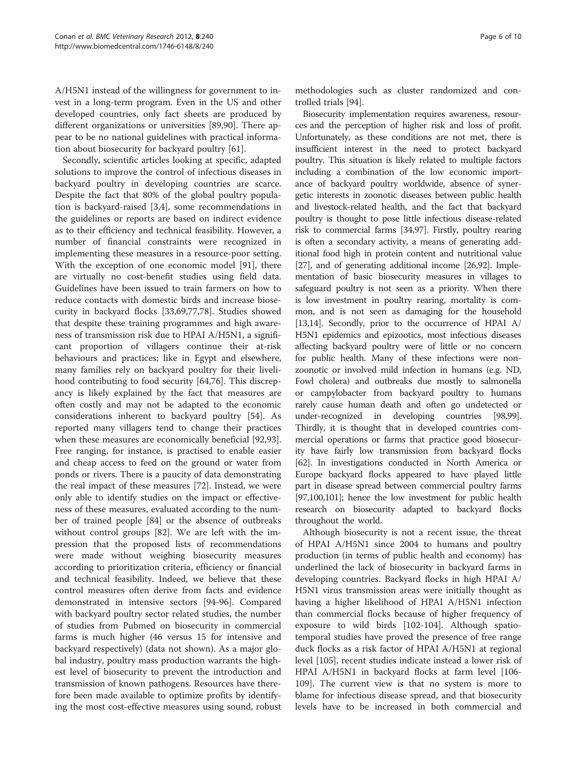A/H5N1 instead of the willingness for government to invest in a long-term program. Even in the US and other developed countries, only fact sheets are produced by different organizations or universities [89,90]. There appear to be no national guidelines with practical information about biosecurity for backyard poultry [61].

Secondly, scientific articles looking at specific, adapted solutions to improve the control of infectious diseases in backyard poultry in developing countries are scarce. Despite the fact that 80% of the global poultry population is backyard-raised [3,4], some recommendations in the guidelines or reports are based on indirect evidence as to their efficiency and technical feasibility. However, a number of financial constraints were recognized in implementing these measures in a resource-poor setting. With the exception of one economic model [91], there are virtually no cost-benefit studies using field data. Guidelines have been issued to train farmers on how to reduce contacts with domestic birds and increase biosecurity in backyard flocks [33,69,77,78]. Studies showed that despite these training programmes and high awareness of transmission risk due to HPAI A/H5N1, a significant proportion of villagers continue their at-risk behaviours and practices; like in Egypt and elsewhere, many families rely on backyard poultry for their livelihood contributing to food security [64,76]. This discrepancy is likely explained by the fact that measures are often costly and may not be adapted to the economic considerations inherent to backyard poultry [54]. As reported many villagers tend to change their practices when these measures are economically beneficial [92,93]. Free ranging, for instance, is practised to enable easier and cheap access to feed on the ground or water from ponds or rivers. There is a paucity of data demonstrating the real impact of these measures [72]. Instead, we were only able to identify studies on the impact or effectiveness of these measures, evaluated according to the number of trained people [84] or the absence of outbreaks without control groups [82]. We are left with the impression that the proposed lists of recommendations were made without weighing biosecurity measures according to prioritization criteria, efficiency or financial and technical feasibility. Indeed, we believe that these control measures often derive from facts and evidence demonstrated in intensive sectors [94-96]. Compared with backyard poultry sector related studies, the number of studies from Pubmed on biosecurity in commercial farms is much higher (46 versus 15 for intensive and backyard respectively) (data not shown). As a major global industry, poultry mass production warrants the highest level of biosecurity to prevent the introduction and transmission of known pathogens. Resources have therefore been made available to optimize profits by identifying the most cost-effective measures using sound, robust methodologies such as cluster randomized and controlled trials [94].

Biosecurity implementation requires awareness, resources and the perception of higher risk and loss of profit. Unfortunately, as these conditions are not met, there is insufficient interest in the need to protect backyard poultry. This situation is likely related to multiple factors including a combination of the low economic importance of backyard poultry worldwide, absence of synergetic interests in zoonotic diseases between public health and livestock-related health, and the fact that backyard poultry is thought to pose little infectious disease-related risk to commercial farms [34,97]. Firstly, poultry rearing is often a secondary activity, a means of generating additional food high in protein content and nutritional value [27], and of generating additional income [26,92]. Implementation of basic biosecurity measures in villages to safeguard poultry is not seen as a priority. When there is low investment in poultry rearing, mortality is common, and is not seen as damaging for the household [13,14]. Secondly, prior to the occurrence of HPAI A/H5N1 epidemics and epizootics, most infectious diseases affecting backyard poultry were of little or no concern for public health. Many of these infections were non-zoonotic or involved mild infection in humans (e.g. ND, Fowl cholera) and outbreaks due mostly to salmonella or campylobacter from backyard poultry to humans rarely cause human death and often go undetected or under-recognized in developing countries [98,99]. Thirdly, it is thought that in developed countries commercial operations or farms that practice good biosecurity have fairly low transmission from backyard flocks [62]. In investigations conducted in North America or Europe backyard flocks appeared to have played little part in disease spread between commercial poultry farms [97,100,101]; hence the low investment for public health research on biosecurity adapted to backyard flocks throughout the world.

Although biosecurity is not a recent issue, the threat of HPAI A/H5N1 since 2004 to humans and poultry production (in terms of public health and economy) has underlined the lack of biosecurity in backyard farms in developing countries. Backyard flocks in high HPAI A/H5N1 virus transmission areas were initially thought as having a higher likelihood of HPAI A/H5N1 infection than commercial flocks because of higher frequency of exposure to wild birds [102-104]. Although spatio-temporal studies have proved the presence of free range duck flocks as a risk factor of HPAI A/H5N1 at regional level [105], recent studies indicate instead a lower risk of HPAI A/H5N1 in backyard flocks at farm level [106-109]. The current view is that no system is more to blame for infectious disease spread, and that biosecurity levels have to be increased in both commercial and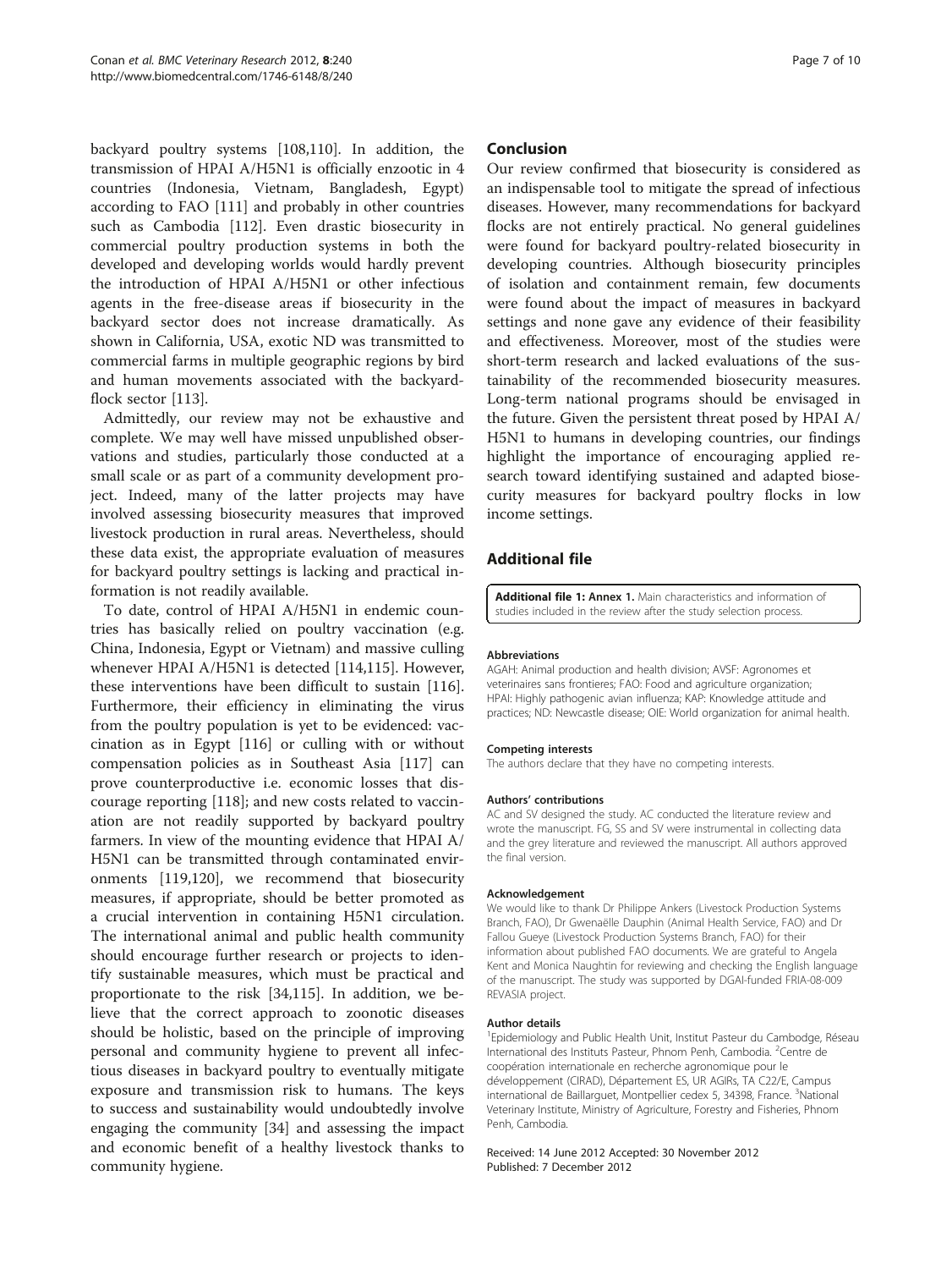backyard poultry systems [108,110]. In addition, the transmission of HPAI A/H5N1 is officially enzootic in 4 countries (Indonesia, Vietnam, Bangladesh, Egypt) according to FAO [111] and probably in other countries such as Cambodia [112]. Even drastic biosecurity in commercial poultry production systems in both the developed and developing worlds would hardly prevent the introduction of HPAI A/H5N1 or other infectious agents in the free-disease areas if biosecurity in the backyard sector does not increase dramatically. As shown in California, USA, exotic ND was transmitted to commercial farms in multiple geographic regions by bird and human movements associated with the backyard-flock sector [113].

Admittedly, our review may not be exhaustive and complete. We may well have missed unpublished observations and studies, particularly those conducted at a small scale or as part of a community development project. Indeed, many of the latter projects may have involved assessing biosecurity measures that improved livestock production in rural areas. Nevertheless, should these data exist, the appropriate evaluation of measures for backyard poultry settings is lacking and practical information is not readily available.

To date, control of HPAI A/H5N1 in endemic countries has basically relied on poultry vaccination (e.g. China, Indonesia, Egypt or Vietnam) and massive culling whenever HPAI A/H5N1 is detected [114,115]. However, these interventions have been difficult to sustain [116]. Furthermore, their efficiency in eliminating the virus from the poultry population is yet to be evidenced: vaccination as in Egypt [116] or culling with or without compensation policies as in Southeast Asia [117] can prove counterproductive i.e. economic losses that discourage reporting [118]; and new costs related to vaccination are not readily supported by backyard poultry farmers. In view of the mounting evidence that HPAI A/H5N1 can be transmitted through contaminated environments [119,120], we recommend that biosecurity measures, if appropriate, should be better promoted as a crucial intervention in containing H5N1 circulation. The international animal and public health community should encourage further research or projects to identify sustainable measures, which must be practical and proportionate to the risk [34,115]. In addition, we believe that the correct approach to zoonotic diseases should be holistic, based on the principle of improving personal and community hygiene to prevent all infectious diseases in backyard poultry to eventually mitigate exposure and transmission risk to humans. The keys to success and sustainability would undoubtedly involve engaging the community [34] and assessing the impact and economic benefit of a healthy livestock thanks to community hygiene.

## Conclusion

Our review confirmed that biosecurity is considered as an indispensable tool to mitigate the spread of infectious diseases. However, many recommendations for backyard flocks are not entirely practical. No general guidelines were found for backyard poultry-related biosecurity in developing countries. Although biosecurity principles of isolation and containment remain, few documents were found about the impact of measures in backyard settings and none gave any evidence of their feasibility and effectiveness. Moreover, most of the studies were short-term research and lacked evaluations of the sustainability of the recommended biosecurity measures. Long-term national programs should be envisaged in the future. Given the persistent threat posed by HPAI A/H5N1 to humans in developing countries, our findings highlight the importance of encouraging applied research toward identifying sustained and adapted biosecurity measures for backyard poultry flocks in low income settings.

## Additional file

**Additional file 1: Annex 1.** Main characteristics and information of studies included in the review after the study selection process.

#### Abbreviations

AGAH: Animal production and health division; AVSF: Agronomes et veterinaires sans frontieres; FAO: Food and agriculture organization; HPAI: Highly pathogenic avian influenza; KAP: Knowledge attitude and practices; ND: Newcastle disease; OIE: World organization for animal health.

#### Competing interests

The authors declare that they have no competing interests.

#### Authors' contributions

AC and SV designed the study. AC conducted the literature review and wrote the manuscript. FG, SS and SV were instrumental in collecting data and the grey literature and reviewed the manuscript. All authors approved the final version.

#### Acknowledgement

We would like to thank Dr Philippe Ankers (Livestock Production Systems Branch, FAO), Dr Gwenaëlle Dauphin (Animal Health Service, FAO) and Dr Fallou Gueye (Livestock Production Systems Branch, FAO) for their information about published FAO documents. We are grateful to Angela Kent and Monica Naughtin for reviewing and checking the English language of the manuscript. The study was supported by DGAI-funded FRIA-08-009 REVASIA project.

#### Author details

[1]Epidemiology and Public Health Unit, Institut Pasteur du Cambodge, Réseau International des Instituts Pasteur, Phnom Penh, Cambodia. [2]Centre de coopération internationale en recherche agronomique pour le développement (CIRAD), Département ES, UR AGIRs, TA C22/E, Campus international de Baillarguet, Montpellier cedex 5, 34398, France. [3]National Veterinary Institute, Ministry of Agriculture, Forestry and Fisheries, Phnom Penh, Cambodia.

Received: 14 June 2012 Accepted: 30 November 2012
Published: 7 December 2012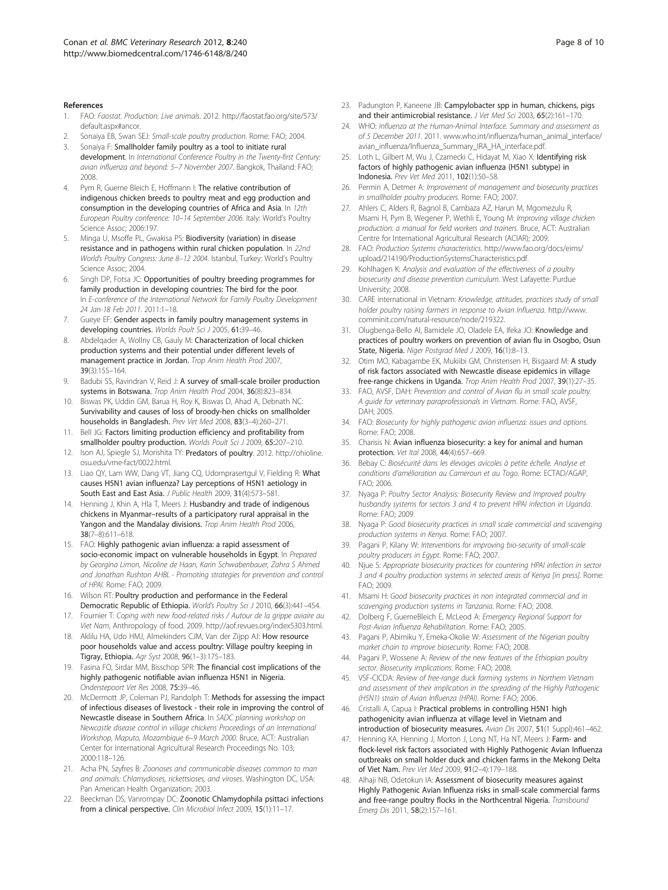## References

1. FAO: *Faostat. Production. Live animals*. 2012. http://faostat.fao.org/site/573/default.aspx#ancor.
2. Sonaiya EB, Swan SEJ: *Small-scale poultry production*. Rome: FAO; 2004.
3. Sonaiya F: **Smallholder family poultry as a tool to initiate rural development**. In *International Conference Poultry in the Twenty-first Century: avian influenza and beyond: 5–7 November 2007*. Bangkok, Thailand: FAO; 2008.
4. Pym R, Guerne Bleich E, Hoffmann I: **The relative contribution of indigenous chicken breeds to poultry meat and egg production and consumption in the developing countries of Africa and Asia**. In *12th European Poultry conference: 10–14 September 2006*. Italy: World's Poultry Science Assoc; 2006:197.
5. Minga U, Msoffe PL, Gwakisa PS: **Biodiversity (variation) in disease resistance and in pathogens within rural chicken population**. In *22nd World's Poultry Congress: June 8–12 2004*. Istanbul, Turkey: World's Poultry Science Assoc; 2004.
6. Singh DP, Fotsa JC: **Opportunities of poultry breeding programmes for family production in developing countries: The bird for the poor**. In *E-conference of the International Network for Family Poultry Development 24 Jan-18 Feb 2011*. 2011:1–18.
7. Gueye EF: **Gender aspects in family poultry management systems in developing countries.** *Worlds Poult Sci J* 2005, **61**:39–46.
8. Abdelqader A, Wollny CB, Gauly M: **Characterization of local chicken production systems and their potential under different levels of management practice in Jordan.** *Trop Anim Health Prod* 2007, **39**(3):155–164.
9. Badubi SS, Ravindran V, Reid J: **A survey of small-scale broiler production systems in Botswana.** *Trop Anim Health Prod* 2004, **36**(8):823–834.
10. Biswas PK, Uddin GM, Barua H, Roy K, Biswas D, Ahad A, Debnath NC: **Survivability and causes of loss of broody-hen chicks on smallholder households in Bangladesh.** *Prev Vet Med* 2008, **83**(3–4):260–271.
11. Bell JG: **Factors limiting production efficiency and profitability from smallholder poultry production.** *Worlds Poult Sci J* 2009, **65**:207–210.
12. Ison AJ, Spiegle SJ, Morishita TY: **Predators of poultry**. 2012. http://ohioline.osu.edu/vme-fact/0022.html.
13. Liao QY, Lam WW, Dang VT, Jiang CQ, Udomprasertgul V, Fielding R: **What causes H5N1 avian influenza? Lay perceptions of H5N1 aetiology in South East and East Asia.** *J Public Health* 2009, **31**(4):573–581.
14. Henning J, Khin A, Hla T, Meers J: **Husbandry and trade of indigenous chickens in Myanmar–results of a participatory rural appraisal in the Yangon and the Mandalay divisions.** *Trop Anim Health Prod* 2006, **38**(7–8):611–618.
15. FAO: **Highly pathogenic avian influenza: a rapid assessment of socio-economic impact on vulnerable households in Egypt**. In *Prepared by Georgina Limon, Nicoline de Haan, Karin Schwabenbauer, Zahra S Ahmed and Jonathan Rushton AHBL - Promoting strategies for prevention and control of HPAI*. Rome: FAO; 2009.
16. Wilson RT: **Poultry production and performance in the Federal Democratic Republic of Ethiopia.** *World's Poultry Sci J* 2010, **66**(3):441–454.
17. Fournier T: *Coping with new food-related risks / Autour de la grippe aviaire au Viet Nam*, Anthropology of food. 2009. http://aof.revues.org/index5303.html.
18. Aklilu HA, Udo HMJ, Almekinders CJM, Van der Zijpp AJ: **How resource poor households value and access poultry: Village poultry keeping in Tigray, Ethiopia.** *Agr Syst* 2008, **96**(1–3):175–183.
19. Fasina FO, Sirdar MM, Bisschop SPR: **The financial cost implications of the highly pathogenic notifiable avian influenza H5N1 in Nigeria.** *Onderstepoort Vet Res* 2008, **75**:39–46.
20. McDermott JP, Coleman PJ, Randolph T: **Methods for assessing the impact of infectious diseases of livestock - their role in improving the control of Newcastle disease in Southern Africa**. In *SADC planning workshop on Newcastle disease control in village chickens Proceedings of an International Workshop, Maputo, Mozambique 6–9 March 2000*. Bruce, ACT: Australian Center for International Agricultural Research Proceedings No. 103; 2000:118–126.
21. Acha PN, Szyfres B: *Zoonoses and communicable diseases common to man and animals: Chlamydioses, rickettsioses, and viroses*. Washington DC, USA: Pan American Health Organization; 2003.
22. Beeckman DS, Vanrompay DC: **Zoonotic Chlamydophila psittaci infections from a clinical perspective.** *Clin Microbiol Infect* 2009, **15**(1):11–17.
23. Padungton P, Kaneene JB: **Campylobacter spp in human, chickens, pigs and their antimicrobial resistance.** *J Vet Med Sci* 2003, **65**(2):161–170.
24. WHO: *Influenza at the Human-Animal Interface. Summary and assessment as of 5 December 2011*. 2011. www.who.int/influenza/human_animal_interface/avian_influenza/Influenza_Summary_IRA_HA_interface.pdf.
25. Loth L, Gilbert M, Wu J, Czarnecki C, Hidayat M, Xiao X: **Identifying risk factors of highly pathogenic avian influenza (H5N1 subtype) in Indonesia.** *Prev Vet Med* 2011, **102**(1):50–58.
26. Permin A, Detmer A: *Improvement of management and biosecurity practices in smallholder poultry producers*. Rome: FAO; 2007.
27. Ahlers C, Alders R, Bagnol B, Cambaza AZ, Harun M, Mgomezulu R, Msami H, Pym B, Wegener P, Wethli E, Young M: *Improving village chicken production: a manual for field workers and trainers*. Bruce, ACT: Australian Centre for International Agricultural Research (ACIAR); 2009.
28. FAO: *Production Systems characteristics*. http://www.fao.org/docs/eims/upload/214190/ProductionSystemsCharacteristics.pdf.
29. Kohlhagen K: *Analysis and evaluation of the effectiveness of a poultry biosecurity and disease prevention curriculum*. West Lafayette: Purdue University; 2008.
30. CARE international in Vietnam: *Knowledge, attitudes, practices study of small holder poultry raising farmers in response to Avian Influenza*. http://www.comminit.com/natural-resource/node/219322.
31. Olugbenga-Bello AI, Bamidele JO, Oladele EA, Ifeka JO: **Knowledge and practices of poultry workers on prevention of avian flu in Osogbo, Osun State, Nigeria.** *Niger Postgrad Med J* 2009, **16**(1):8–13.
32. Otim MO, Kabagambe EK, Mukiibi GM, Christensen H, Bisgaard M: **A study of risk factors associated with Newcastle disease epidemics in village free-range chickens in Uganda.** *Trop Anim Health Prod* 2007, **39**(1):27–35.
33. FAO, AVSF, DAH: *Prevention and control of Avian flu in small scale poultry. A guide for veterinary paraprofessionals in Vietnam*. Rome: FAO, AVSF, DAH; 2005.
34. FAO: *Biosecurity for highly pathogenic avian influenza: issues and options*. Rome: FAO; 2008.
35. Charisis N: **Avian influenza biosecurity: a key for animal and human protection.** *Vet Ital* 2008, **44**(4):657–669.
36. Bebay C: *Biosécurité dans les élevages avicoles à petite échelle. Analyse et conditions d'amélioration au Cameroun et au Togo*. Rome: ECTAD/AGAP, FAO; 2006.
37. Nyaga P: *Poultry Sector Analysis: Biosecurity Review and Improved poultry husbandry systems for sectors 3 and 4 to prevent HPAI infection in Uganda*. Rome: FAO; 2009.
38. Nyaga P: *Good biosecurity practices in small scale commercial and scavenging production systems in Kenya*. Rome: FAO; 2007.
39. Pagani P, Kilany W: *Interventions for improving bio-security of small-scale poultry producers in Egypt*. Rome: FAO; 2007.
40. Njue S: *Appropriate biosecurity practices for countering HPAI infection in sector 3 and 4 poultry production systems in selected areas of Kenya [in press]*. Rome: FAO; 2009.
41. Msami H: *Good biosecurity practices in non integrated commercial and in scavenging production systems in Tanzania*. Rome: FAO; 2008.
42. Dolberg F, GuerneBleich E, McLeod A: *Emergency Regional Support for Post-Avian Influenza Rehabilitation*. Rome: FAO; 2005.
43. Pagani P, Abimiku Y, Emeka-Okolie W: *Assessment of the Nigerian poultry market chain to improve biosecurity*. Rome: FAO; 2008.
44. Pagani P, Wossene A: *Review of the new features of the Ethiopian poultry sector. Biosecurity implications*. Rome: FAO; 2008.
45. VSF-CICDA: *Review of free-range duck farming systems in Northern Vietnam and assessment of their implication in the spreading of the Highly Pathogenic (H5N1) strain of Avian Influenza (HPAI)*. Rome: FAO; 2006.
46. Cristalli A, Capua I: **Practical problems in controlling H5N1 high pathogenicity avian influenza at village level in Vietnam and introduction of biosecurity measures.** *Avian Dis* 2007, **51**(1 Suppl):461–462.
47. Henning KA, Henning J, Morton J, Long NT, Ha NT, Meers J: **Farm- and flock-level risk factors associated with Highly Pathogenic Avian Influenza outbreaks on small holder duck and chicken farms in the Mekong Delta of Viet Nam.** *Prev Vet Med* 2009, **91**(2–4):179–188.
48. Alhaji NB, Odetokun IA: **Assessment of biosecurity measures against Highly Pathogenic Avian Influenza risks in small-scale commercial farms and free-range poultry flocks in the Northcentral Nigeria.** *Transbound Emerg Dis* 2011, **58**(2):157–161.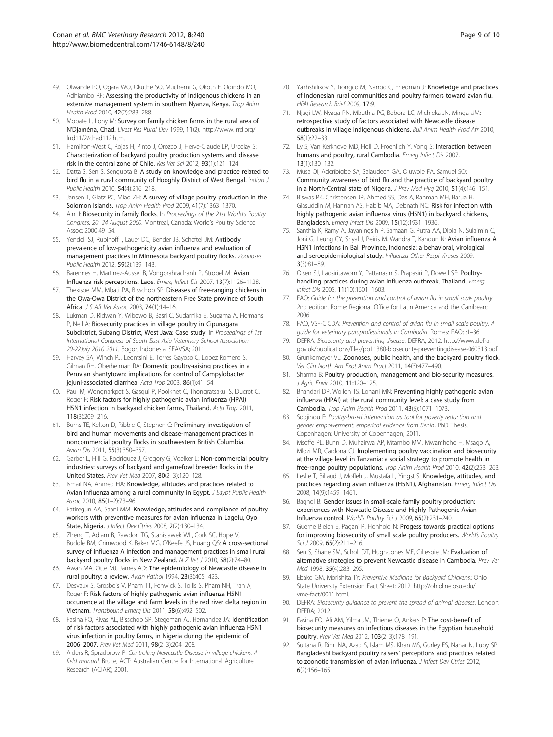49. Olwande PO, Ogara WO, Okuthe SO, Muchemi G, Okoth E, Odindo MO, Adhiambo RF: **Assessing the productivity of indigenous chickens in an extensive management system in southern Nyanza, Kenya.** *Trop Anim Health Prod* 2010, **42**(2):283–288.
50. Mopate L, Lony M: **Survey on family chicken farms in the rural area of N'Djaména, Chad.** *Livest Res Rural Dev* 1999, **11**(2). http://www.lrrd.org/lrrd11/2/chad112.htm.
51. Hamilton-West C, Rojas H, Pinto J, Orozco J, Herve-Claude LP, Urcelay S: **Characterization of backyard poultry production systems and disease risk in the central zone of Chile.** *Res Vet Sci* 2012, **93**(1):121–124.
52. Datta S, Sen S, Sengupta B: **A study on knowledge and practice related to bird flu in a rural community of Hooghly District of West Bengal.** *Indian J Public Health* 2010, **54**(4):216–218.
53. Jansen T, Glatz PC, Miao ZH: **A survey of village poultry production in the Solomon Islands.** *Trop Anim Health Prod* 2009, **41**(7):1363–1370.
54. Aini I: **Biosecurity in family flocks**. In *Proceedings of the 21st World's Poultry Congress: 20–24 August 2000*. Montreal, Canada: World's Poultry Science Assoc; 2000:49–54.
55. Yendell SJ, Rubinoff I, Lauer DC, Bender JB, Scheftel JM: **Antibody prevalence of low-pathogenicity avian influenza and evaluation of management practices in Minnesota backyard poultry flocks.** *Zoonoses Public Health* 2012, **59**(2):139–143.
56. Barennes H, Martinez-Aussel B, Vongprahrachanh P, Strobel M: **Avian Influenza risk perceptions, Laos.** *Emerg Infect Dis* 2007, **13**(7):1126–1128.
57. Thekisoe MM, Mbati PA, Bisschop SP: **Diseases of free-ranging chickens in the Qwa-Qwa District of the northeastern Free State province of South Africa.** *J S Afr Vet Assoc* 2003, **74**(1):14–16.
58. Lukman D, Ridwan Y, Wibowo B, Basri C, Sudarnika E, Sugama A, Hermans P, Nell A: **Biosecurity practices in village poultry in Cipunagara Subdistrict, Subang District, West Java: Case study**. In *Proceedings of 1st International Congress of South East Asia Veterinary School Association: 20-22July 2010 2011*. Bogor, Indonesia: SEAVSA; 2011.
59. Harvey SA, Winch PJ, Leontsini E, Torres Gayoso C, Lopez Romero S, Gilman RH, Oberhelman RA: **Domestic poultry-raising practices in a Peruvian shantytown: implications for control of Campylobacter jejuni-associated diarrhea.** *Acta Trop* 2003, **86**(1):41–54.
60. Paul M, Wongnarkpet S, Gasqui P, Poolkhet C, Thongratsakul S, Ducrot C, Roger F: **Risk factors for highly pathogenic avian influenza (HPAI) H5N1 infection in backyard chicken farms, Thailand.** *Acta Trop* 2011, **118**(3):209–216.
61. Burns TE, Kelton D, Ribble C, Stephen C: **Preliminary investigation of bird and human movements and disease-management practices in noncommercial poultry flocks in southwestern British Columbia.** *Avian Dis* 2011, **55**(3):350–357.
62. Garber L, Hill G, Rodriguez J, Gregory G, Voelker L: **Non-commercial poultry industries: surveys of backyard and gamefowl breeder flocks in the United States.** *Prev Vet Med* 2007, **80**(2–3):120–128.
63. Ismail NA, Ahmed HA: **Knowledge, attitudes and practices related to Avian Influenza among a rural community in Egypt.** *J Egypt Public Health Assoc* 2010, **85**(1–2):73–96.
64. Fatiregun AA, Saani MM: **Knowledge, attitudes and compliance of poultry workers with preventive measures for avian influenza in Lagelu, Oyo State, Nigeria.** *J Infect Dev Ctries* 2008, **2**(2):130–134.
65. Zheng T, Adlam B, Rawdon TG, Stanislawek WL, Cork SC, Hope V, Buddle BM, Grimwood K, Baker MG, O'Keefe JS, Huang QS: **A cross-sectional survey of influenza A infection and management practices in small rural backyard poultry flocks in New Zealand.** *N Z Vet J* 2010, **58**(2):74–80.
66. Awan MA, Otte MJ, James AD: **The epidemiology of Newcastle disease in rural poultry: a review.** *Avian Pathol* 1994, **23**(3):405–423.
67. Desvaux S, Grosbois V, Pham TT, Fenwick S, Tollis S, Pham NH, Tran A, Roger F: **Risk factors of highly pathogenic avian influenza H5N1 occurrence at the village and farm levels in the red river delta region in Vietnam.** *Transbound Emerg Dis* 2011, **58**(6):492–502.
68. Fasina FO, Rivas AL, Bisschop SP, Stegeman AJ, Hernandez JA: **Identification of risk factors associated with highly pathogenic avian influenza H5N1 virus infection in poultry farms, in Nigeria during the epidemic of 2006–2007.** *Prev Vet Med* 2011, **98**(2–3):204–208.
69. Alders R, Spradbrow P: *Controling Newcastle Disease in village chickens. A field manual.* Bruce, ACT: Australian Centre for International Agriculture Research (ACIAR); 2001.
70. Yakhshilikov Y, Tiongco M, Narrod C, Friedman J: **Knowledge and practices of Indonesian rural communities and poultry farmers toward avian flu.** *HPAI Research Brief* 2009, **17**:9.
71. Njagi LW, Nyaga PN, Mbuthia PG, Bebora LC, Michieka JN, Minga UM: **retrospective study of factors associated with Newcastle disease outbreaks in village indigenous chickens.** *Bull Anim Health Prod Afr* 2010, **58**(1):22–33.
72. Ly S, Van Kerkhove MD, Holl D, Froehlich Y, Vong S: **Interaction between humans and poultry, rural Cambodia.** *Emerg Infect Dis* 2007, **13**(1):130–132.
73. Musa OI, Aderibigbe SA, Salaudeen GA, Oluwole FA, Samuel SO: **Community awareness of bird flu and the practice of backyard poultry in a North-Central state of Nigeria.** *J Prev Med Hyg* 2010, **51**(4):146–151.
74. Biswas PK, Christensen JP, Ahmed SS, Das A, Rahman MH, Barua H, Giasuddin M, Hannan AS, Habib MA, Debnath NC: **Risk for infection with highly pathogenic avian influenza virus (H5N1) in backyard chickens, Bangladesh.** *Emerg Infect Dis* 2009, **15**(12):1931–1936.
75. Santhia K, Ramy A, Jayaningsih P, Samaan G, Putra AA, Dibia N, Sulaimin C, Joni G, Leung CY, Sriyal J, Peiris M, Wandra T, Kandun N: **Avian influenza A H5N1 infections in Bali Province, Indonesia: a behavioral, virological and seroepidemiological study.** *Influenza Other Respi Viruses* 2009, **3**(3):81–89.
76. Olsen SJ, Laosiritaworn Y, Pattanasin S, Prapasiri P, Dowell SF: **Poultry-handling practices during avian influenza outbreak, Thailand.** *Emerg Infect Dis* 2005, **11**(10):1601–1603.
77. FAO: *Guide for the prevention and control of avian flu in small scale poultry.* 2nd edition. Rome: Regional Office for Latin America and the Carribean; 2006.
78. FAO, VSF-CICDA: *Prevention and control of avian flu in small scale poultry. A guide for veterinary paraprofessionals in Cambodia*. Romes: FAO; :1–36.
79. DEFRA: *Biosecurity and preventing disease*. DEFRA; 2012. http://www.defra.gov.uk/publications/files/pb11380-biosecurity-preventingdisease-060313.pdf.
80. Grunkemeyer VL: **Zoonoses, public health, and the backyard poultry flock.** *Vet Clin North Am Exot Anim Pract* 2011, **14**(3):477–490.
81. Sharma B: **Poultry production, management and bio-security measures.** *J Agric Envir* 2010, **11**:120–125.
82. Bhandari DP, Wollen TS, Lohani MN: **Preventing highly pathogenic avian influenza (HPAI) at the rural community level: a case study from Cambodia.** *Trop Anim Health Prod* 2011, **43**(6):1071–1073.
83. Sodjinou E: *Poultry-based intervention as tool for poverty reduction and gender empowerment: emperical evidence from Benin*, PhD Thesis. Copenhagen: University of Copenhagen; 2011.
84. Msoffe PL, Bunn D, Muhairwa AP, Mtambo MM, Mwamhehe H, Msago A, Mlozi MR, Cardona CJ: **Implementing poultry vaccination and biosecurity at the village level in Tanzania: a social strategy to promote health in free-range poultry populations.** *Trop Anim Health Prod* 2010, **42**(2):253–263.
85. Leslie T, Billaud J, Mofleh J, Mustafa L, Yingst S: **Knowledge, attitudes, and practices regarding avian influenza (H5N1), Afghanistan.** *Emerg Infect Dis* 2008, **14**(9):1459–1461.
86. Bagnol B: **Gender issues in small-scale family poultry production: experiences with Newcastle Disease and Highly Pathogenic Avian Influenza control.** *World's Poultry Sci J* 2009, **65**(2):231–240.
87. Guerne Bleich E, Pagani P, Honhold N: **Progess towards practical options for improving biosecurity of small scale poultry producers.** *World's Poultry Sci J* 2009, **65**(2):211–216.
88. Sen S, Shane SM, Scholl DT, Hugh-Jones ME, Gillespie JM: **Evaluation of alternative strategies to prevent Newcastle disease in Cambodia.** *Prev Vet Med* 1998, **35**(4):283–295.
89. Ebako GM, Morishita TY: *Preventive Medicine for Backyard Chickens.*: Ohio State University Extension Fact Sheet; 2012. http://ohioline.osu.edu/vme-fact/0011.html.
90. DEFRA: *Biosecurity guidance to prevent the spread of animal diseases*. London: DEFRA; 2012.
91. Fasina FO, Ali AM, Yilma JM, Thieme O, Ankers P: **The cost-benefit of biosecurity measures on infectious diseases in the Egyptian household poultry.** *Prev Vet Med* 2012, **103**(2–3):178–191.
92. Sultana R, Rimi NA, Azad S, Islam MS, Khan MS, Gurley ES, Nahar N, Luby SP: **Bangladeshi backyard poultry raisers' perceptions and practices related to zoonotic transmission of avian influenza.** *J Infect Dev Ctries* 2012, **6**(2):156–165.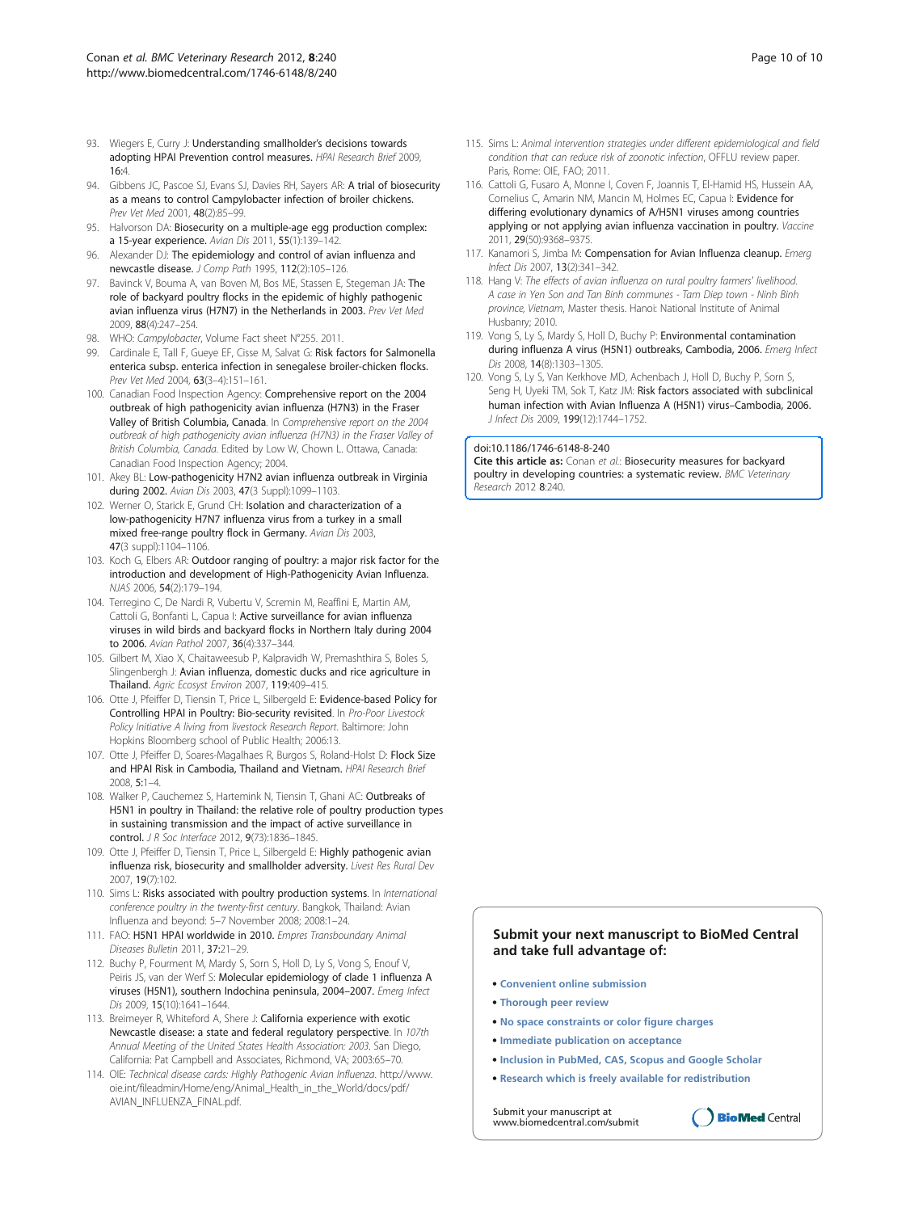93. Wiegers E, Curry J: **Understanding smallholder's decisions towards adopting HPAI Prevention control measures.** *HPAI Research Brief* 2009, **16**:4.
94. Gibbens JC, Pascoe SJ, Evans SJ, Davies RH, Sayers AR: **A trial of biosecurity as a means to control Campylobacter infection of broiler chickens.** *Prev Vet Med* 2001, **48**(2):85–99.
95. Halvorson DA: **Biosecurity on a multiple-age egg production complex: a 15-year experience.** *Avian Dis* 2011, **55**(1):139–142.
96. Alexander DJ: **The epidemiology and control of avian influenza and newcastle disease.** *J Comp Path* 1995, **112**(2):105–126.
97. Bavinck V, Bouma A, van Boven M, Bos ME, Stassen E, Stegeman JA: **The role of backyard poultry flocks in the epidemic of highly pathogenic avian influenza virus (H7N7) in the Netherlands in 2003.** *Prev Vet Med* 2009, **88**(4):247–254.
98. WHO: *Campylobacter*, Volume Fact sheet N°255. 2011.
99. Cardinale E, Tall F, Gueye EF, Cisse M, Salvat G: **Risk factors for Salmonella enterica subsp. enterica infection in senegalese broiler-chicken flocks.** *Prev Vet Med* 2004, **63**(3–4):151–161.
100. Canadian Food Inspection Agency: **Comprehensive report on the 2004 outbreak of high pathogenicity avian influenza (H7N3) in the Fraser Valley of British Columbia, Canada**. In *Comprehensive report on the 2004 outbreak of high pathogenicity avian influenza (H7N3) in the Fraser Valley of British Columbia, Canada*. Edited by Low W, Chown L. Ottawa, Canada: Canadian Food Inspection Agency; 2004.
101. Akey BL: **Low-pathogenicity H7N2 avian influenza outbreak in Virginia during 2002.** *Avian Dis* 2003, **47**(3 Suppl):1099–1103.
102. Werner O, Starick E, Grund CH: **Isolation and characterization of a low-pathogenicity H7N7 influenza virus from a turkey in a small mixed free-range poultry flock in Germany.** *Avian Dis* 2003, **47**(3 suppl):1104–1106.
103. Koch G, Elbers AR: **Outdoor ranging of poultry: a major risk factor for the introduction and development of High-Pathogenicity Avian Influenza.** *NJAS* 2006, **54**(2):179–194.
104. Terregino C, De Nardi R, Vubertu V, Scremin M, Reaffini E, Martin AM, Cattoli G, Bonfanti L, Capua I: **Active surveillance for avian influenza viruses in wild birds and backyard flocks in Northern Italy during 2004 to 2006.** *Avian Pathol* 2007, **36**(4):337–344.
105. Gilbert M, Xiao X, Chaitaweesub P, Kalpravidh W, Premashthira S, Boles S, Slingenbergh J: **Avian influenza, domestic ducks and rice agriculture in Thailand.** *Agric Ecosyst Environ* 2007, **119**:409–415.
106. Otte J, Pfeiffer D, Tiensin T, Price L, Silbergeld E: **Evidence-based Policy for Controlling HPAI in Poultry: Bio-security revisited**. In *Pro-Poor Livestock Policy Initiative A living from livestock Research Report*. Baltimore: John Hopkins Bloomberg school of Public Health; 2006:13.
107. Otte J, Pfeiffer D, Soares-Magalhaes R, Burgos S, Roland-Holst D: **Flock Size and HPAI Risk in Cambodia, Thailand and Vietnam.** *HPAI Research Brief* 2008, **5**:1–4.
108. Walker P, Cauchemez S, Hartemink N, Tiensin T, Ghani AC: **Outbreaks of H5N1 in poultry in Thailand: the relative role of poultry production types in sustaining transmission and the impact of active surveillance in control.** *J R Soc Interface* 2012, **9**(73):1836–1845.
109. Otte J, Pfeiffer D, Tiensin T, Price L, Silbergeld E: **Highly pathogenic avian influenza risk, biosecurity and smallholder adversity.** *Livest Res Rural Dev* 2007, **19**(7):102.
110. Sims L: **Risks associated with poultry production systems**. In *International conference poultry in the twenty-first century*. Bangkok, Thailand: Avian Influenza and beyond: 5–7 November 2008; 2008:1–24.
111. FAO: **H5N1 HPAI worldwide in 2010.** *Empres Transboundary Animal Diseases Bulletin* 2011, **37**:21–29.
112. Buchy P, Fourment M, Mardy S, Sorn S, Holl D, Ly S, Vong S, Enouf V, Peiris JS, van der Werf S: **Molecular epidemiology of clade 1 influenza A viruses (H5N1), southern Indochina peninsula, 2004–2007.** *Emerg Infect Dis* 2009, **15**(10):1641–1644.
113. Breimeyer R, Whiteford A, Shere J: **California experience with exotic Newcastle disease: a state and federal regulatory perspective**. In *107th Annual Meeting of the United States Health Association: 2003*. San Diego, California: Pat Campbell and Associates, Richmond, VA; 2003:65–70.
114. OIE: *Technical disease cards: Highly Pathogenic Avian Influenza*. http://www.oie.int/fileadmin/Home/eng/Animal_Health_in_the_World/docs/pdf/AVIAN_INFLUENZA_FINAL.pdf.
115. Sims L: *Animal intervention strategies under different epidemiological and field condition that can reduce risk of zoonotic infection*, OFFLU review paper. Paris, Rome: OIE, FAO; 2011.
116. Cattoli G, Fusaro A, Monne I, Coven F, Joannis T, El-Hamid HS, Hussein AA, Cornelius C, Amarin NM, Mancin M, Holmes EC, Capua I: **Evidence for differing evolutionary dynamics of A/H5N1 viruses among countries applying or not applying avian influenza vaccination in poultry.** *Vaccine* 2011, **29**(50):9368–9375.
117. Kanamori S, Jimba M: **Compensation for Avian Influenza cleanup.** *Emerg Infect Dis* 2007, **13**(2):341–342.
118. Hang V: *The effects of avian influenza on rural poultry farmers' livelihood. A case in Yen Son and Tan Binh communes - Tam Diep town - Ninh Binh province, Vietnam*, Master thesis. Hanoi: National Institute of Animal Husbanry; 2010.
119. Vong S, Ly S, Mardy S, Holl D, Buchy P: **Environmental contamination during influenza A virus (H5N1) outbreaks, Cambodia, 2006.** *Emerg Infect Dis* 2008, **14**(8):1303–1305.
120. Vong S, Ly S, Van Kerkhove MD, Achenbach J, Holl D, Buchy P, Sorn S, Seng H, Uyeki TM, Sok T, Katz JM: **Risk factors associated with subclinical human infection with Avian Influenza A (H5N1) virus–Cambodia, 2006.** *J Infect Dis* 2009, **199**(12):1744–1752.

doi:10.1186/1746-6148-8-240
**Cite this article as:** Conan *et al.*: Biosecurity measures for backyard poultry in developing countries: a systematic review. *BMC Veterinary Research* 2012 **8**:240.